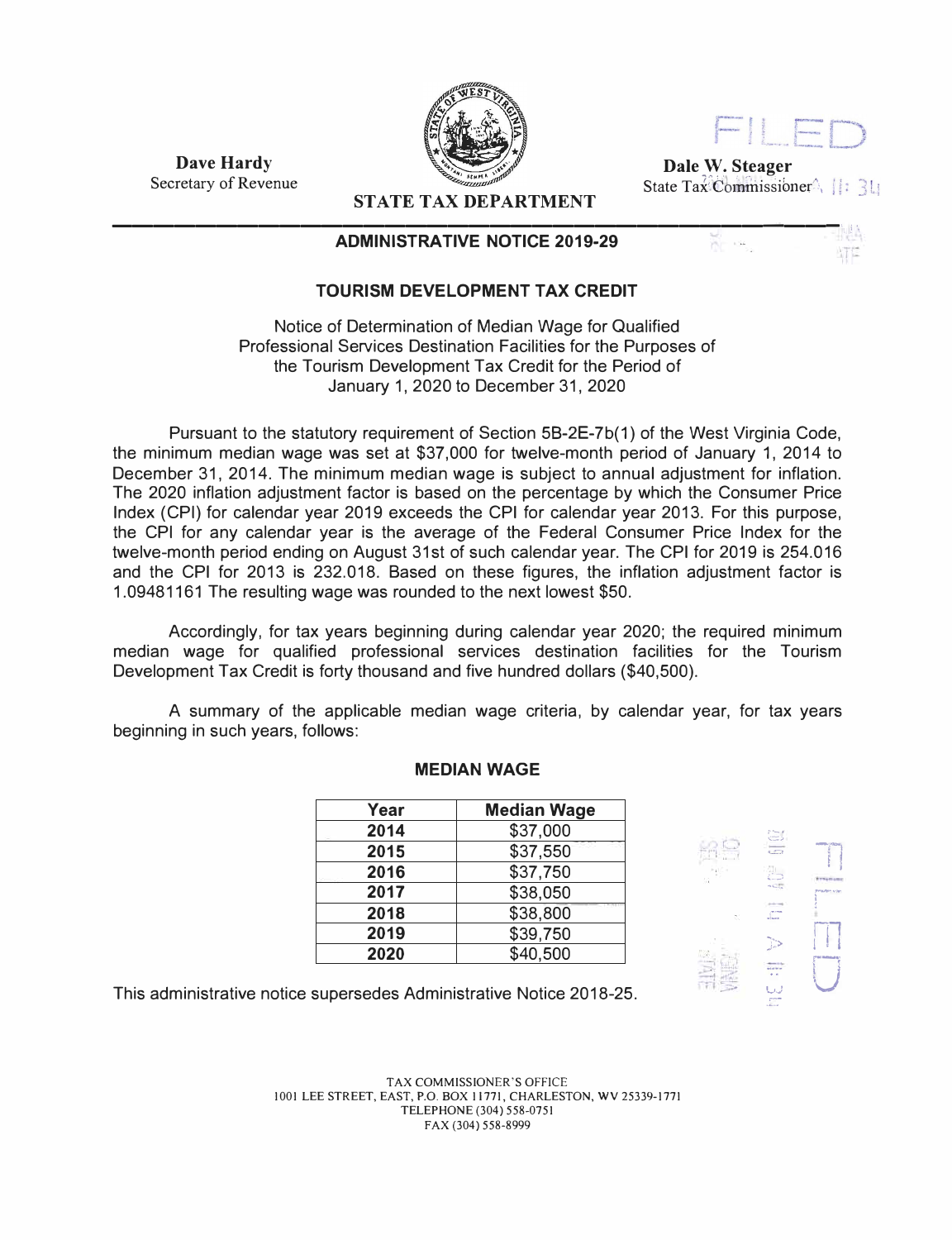**Dave Hardy**
Secretary of Revenue

**STATE TAX DEPARTMENT**

**Dale W. Steager**
State Tax Commissioner

## ADMINISTRATIVE NOTICE 2019-29

### TOURISM DEVELOPMENT TAX CREDIT

Notice of Determination of Median Wage for Qualified Professional Services Destination Facilities for the Purposes of the Tourism Development Tax Credit for the Period of January 1, 2020 to December 31, 2020

Pursuant to the statutory requirement of Section 5B-2E-7b(1) of the West Virginia Code, the minimum median wage was set at $37,000 for twelve-month period of January 1, 2014 to December 31, 2014. The minimum median wage is subject to annual adjustment for inflation. The 2020 inflation adjustment factor is based on the percentage by which the Consumer Price Index (CPI) for calendar year 2019 exceeds the CPI for calendar year 2013. For this purpose, the CPI for any calendar year is the average of the Federal Consumer Price Index for the twelve-month period ending on August 31st of such calendar year. The CPI for 2019 is 254.016 and the CPI for 2013 is 232.018. Based on these figures, the inflation adjustment factor is 1.09481161 The resulting wage was rounded to the next lowest $50.

Accordingly, for tax years beginning during calendar year 2020; the required minimum median wage for qualified professional services destination facilities for the Tourism Development Tax Credit is forty thousand and five hundred dollars ($40,500).

A summary of the applicable median wage criteria, by calendar year, for tax years beginning in such years, follows:

**MEDIAN WAGE**

| Year | Median Wage |
|---|---|
| 2014 | $37,000 |
| 2015 | $37,550 |
| 2016 | $37,750 |
| 2017 | $38,050 |
| 2018 | $38,800 |
| 2019 | $39,750 |
| 2020 | $40,500 |

This administrative notice supersedes Administrative Notice 2018-25.

TAX COMMISSIONER'S OFFICE
1001 LEE STREET, EAST, P.O. BOX 11771, CHARLESTON, WV 25339-1771
TELEPHONE (304) 558-0751
FAX (304) 558-8999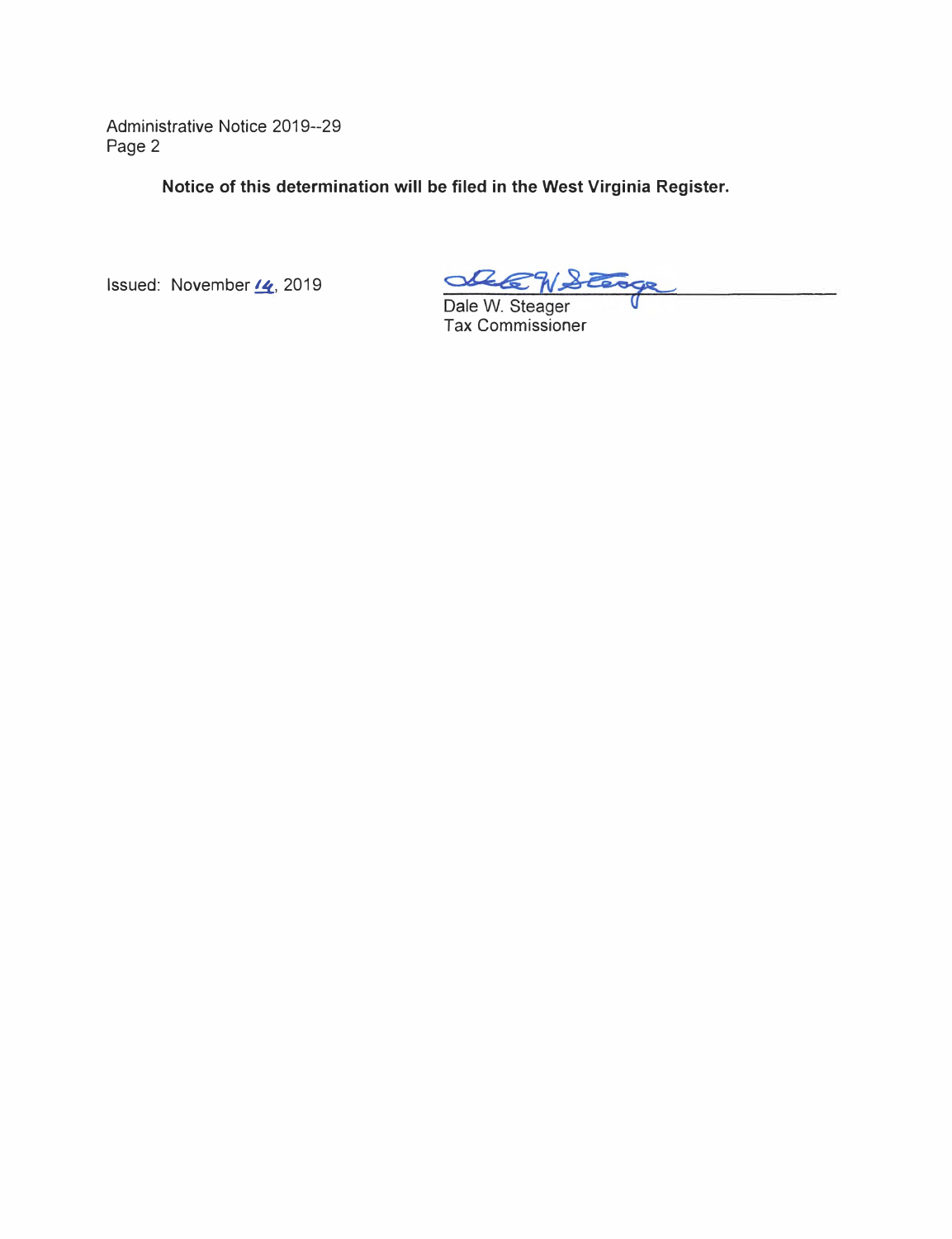**Notice of this determination will be filed in the West Virginia Register.**

Issued: November 14, 2019

Dale W. Steager
Tax Commissioner